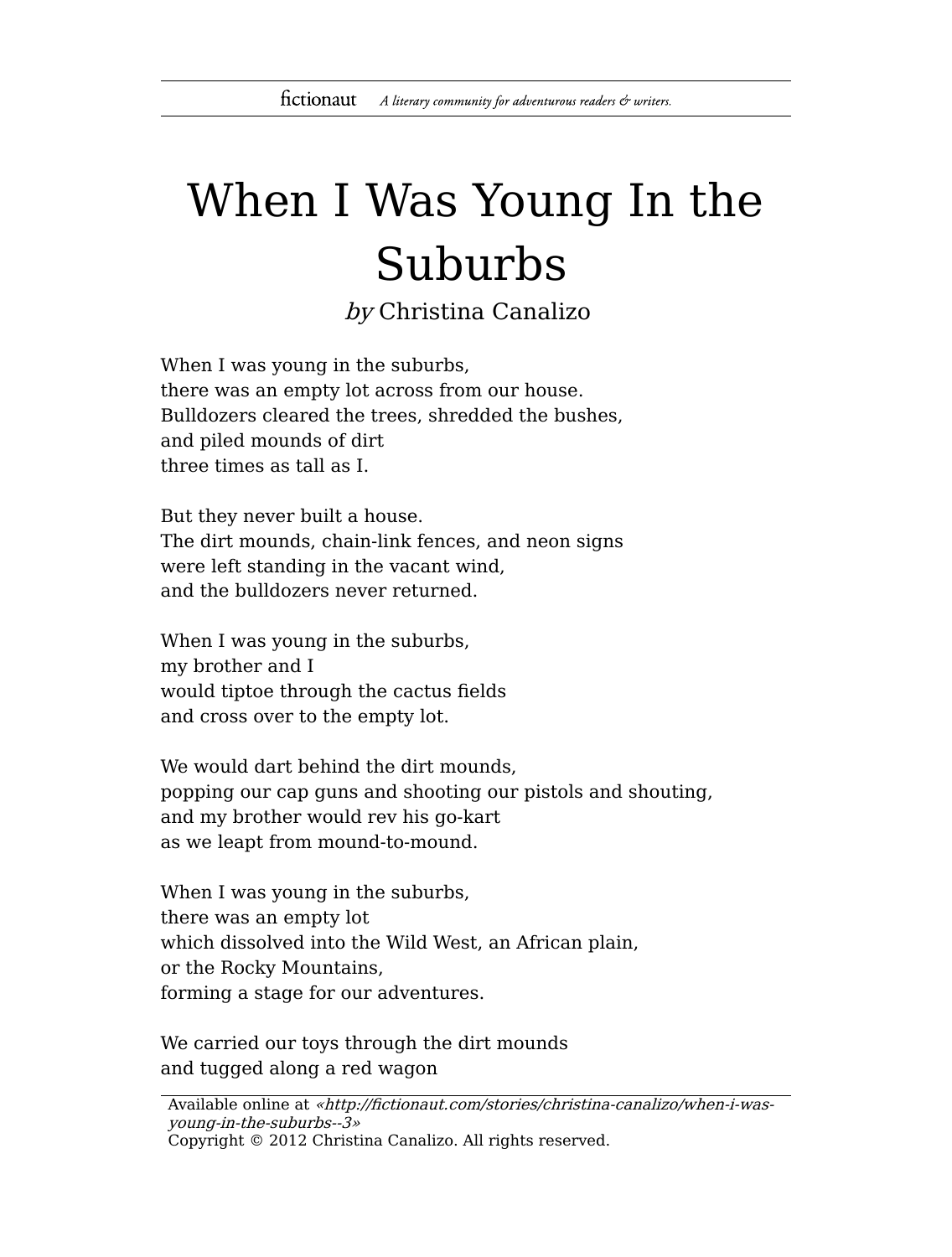# When I Was Young In the Suburbs

*by* Christina Canalizo

When I was young in the suburbs,  
there was an empty lot across from our house.  
Bulldozers cleared the trees, shredded the bushes,  
and piled mounds of dirt  
three times as tall as I.

But they never built a house.  
The dirt mounds, chain-link fences, and neon signs  
were left standing in the vacant wind,  
and the bulldozers never returned.

When I was young in the suburbs,  
my brother and I  
would tiptoe through the cactus fields  
and cross over to the empty lot.

We would dart behind the dirt mounds,  
popping our cap guns and shooting our pistols and shouting,  
and my brother would rev his go-kart  
as we leapt from mound-to-mound.

When I was young in the suburbs,  
there was an empty lot  
which dissolved into the Wild West, an African plain,  
or the Rocky Mountains,  
forming a stage for our adventures.

We carried our toys through the dirt mounds  
and tugged along a red wagon

Available online at *«http://fictionaut.com/stories/christina-canalizo/when-i-was-young-in-the-suburbs--3»*  
Copyright © 2012 Christina Canalizo. All rights reserved.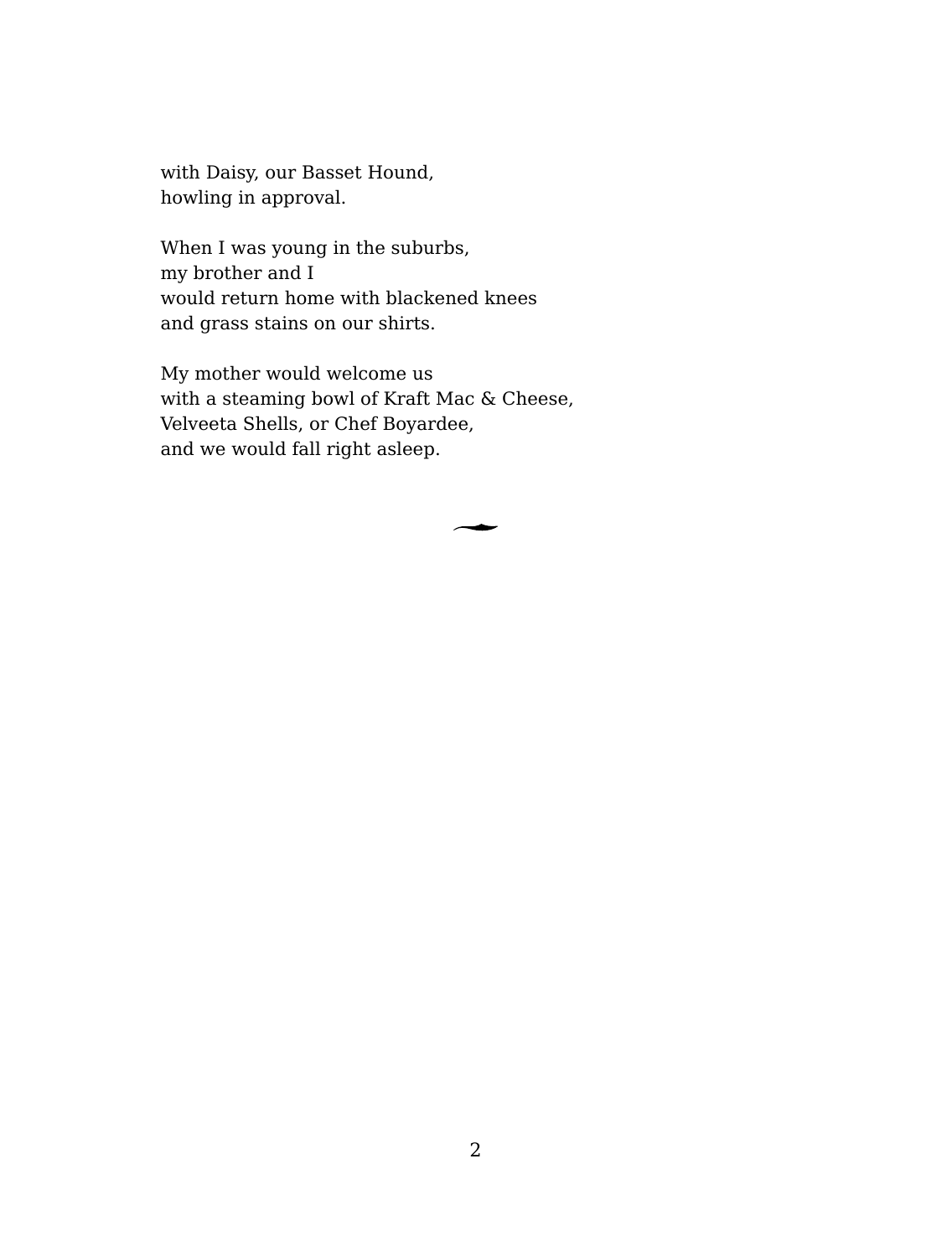with Daisy, our Basset Hound,  
howling in approval.

When I was young in the suburbs,  
my brother and I  
would return home with blackened knees  
and grass stains on our shirts.

My mother would welcome us  
with a steaming bowl of Kraft Mac & Cheese,  
Velveeta Shells, or Chef Boyardee,  
and we would fall right asleep.